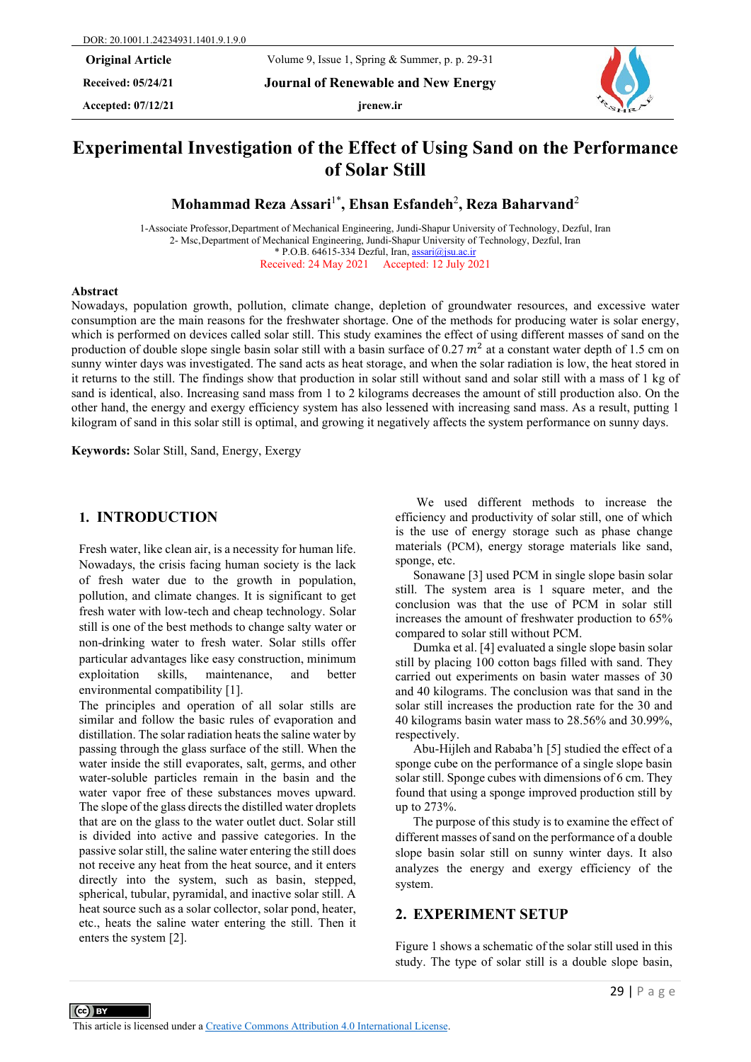DOR: 20.1001.1.24234931.1401.9.1.9.0

**Original Article**

**Received: 05/24/21**

**Accepted: 07/12/21**

**Journal of Renewable and New Energy**

jrenew.ir

# Experimental Investigation of the Effect of Using Sand on the Performance of Solar Still

**Mohammad Reza Assari[1*], Ehsan Esfandeh[2], Reza Baharvand[2]**

1-Associate Professor,Department of Mechanical Engineering, Jundi-Shapur University of Technology, Dezful, Iran
2- Msc,Department of Mechanical Engineering, Jundi-Shapur University of Technology, Dezful, Iran
* P.O.B. 64615-334 Dezful, Iran, assari@jsu.ac.ir

Received: 24 May 2021 Accepted: 12 July 2021

## Abstract

Nowadays, population growth, pollution, climate change, depletion of groundwater resources, and excessive water consumption are the main reasons for the freshwater shortage. One of the methods for producing water is solar energy, which is performed on devices called solar still. This study examines the effect of using different masses of sand on the production of double slope single basin solar still with a basin surface of 0.27 $m^2$ at a constant water depth of 1.5 cm on sunny winter days was investigated. The sand acts as heat storage, and when the solar radiation is low, the heat stored in it returns to the still. The findings show that production in solar still without sand and solar still with a mass of 1 kg of sand is identical, also. Increasing sand mass from 1 to 2 kilograms decreases the amount of still production also. On the other hand, the energy and exergy efficiency system has also lessened with increasing sand mass. As a result, putting 1 kilogram of sand in this solar still is optimal, and growing it negatively affects the system performance on sunny days.

**Keywords:** Solar Still, Sand, Energy, Exergy

## 1. INTRODUCTION

Fresh water, like clean air, is a necessity for human life. Nowadays, the crisis facing human society is the lack of fresh water due to the growth in population, pollution, and climate changes. It is significant to get fresh water with low-tech and cheap technology. Solar still is one of the best methods to change salty water or non-drinking water to fresh water. Solar stills offer particular advantages like easy construction, minimum exploitation skills, maintenance, and better environmental compatibility [1].

The principles and operation of all solar stills are similar and follow the basic rules of evaporation and distillation. The solar radiation heats the saline water by passing through the glass surface of the still. When the water inside the still evaporates, salt, germs, and other water-soluble particles remain in the basin and the water vapor free of these substances moves upward. The slope of the glass directs the distilled water droplets that are on the glass to the water outlet duct. Solar still is divided into active and passive categories. In the passive solar still, the saline water entering the still does not receive any heat from the heat source, and it enters directly into the system, such as basin, stepped, spherical, tubular, pyramidal, and inactive solar still. A heat source such as a solar collector, solar pond, heater, etc., heats the saline water entering the still. Then it enters the system [2].

We used different methods to increase the efficiency and productivity of solar still, one of which is the use of energy storage such as phase change materials (PCM), energy storage materials like sand, sponge, etc.

Sonawane [3] used PCM in single slope basin solar still. The system area is 1 square meter, and the conclusion was that the use of PCM in solar still increases the amount of freshwater production to 65% compared to solar still without PCM.

Dumka et al. [4] evaluated a single slope basin solar still by placing 100 cotton bags filled with sand. They carried out experiments on basin water masses of 30 and 40 kilograms. The conclusion was that sand in the solar still increases the production rate for the 30 and 40 kilograms basin water mass to 28.56% and 30.99%, respectively.

Abu-Hijleh and Rababa'h [5] studied the effect of a sponge cube on the performance of a single slope basin solar still. Sponge cubes with dimensions of 6 cm. They found that using a sponge improved production still by up to 273%.

The purpose of this study is to examine the effect of different masses of sand on the performance of a double slope basin solar still on sunny winter days. It also analyzes the energy and exergy efficiency of the system.

## 2. EXPERIMENT SETUP

Figure 1 shows a schematic of the solar still used in this study. The type of solar still is a double slope basin,

This article is licensed under a Creative Commons Attribution 4.0 International License.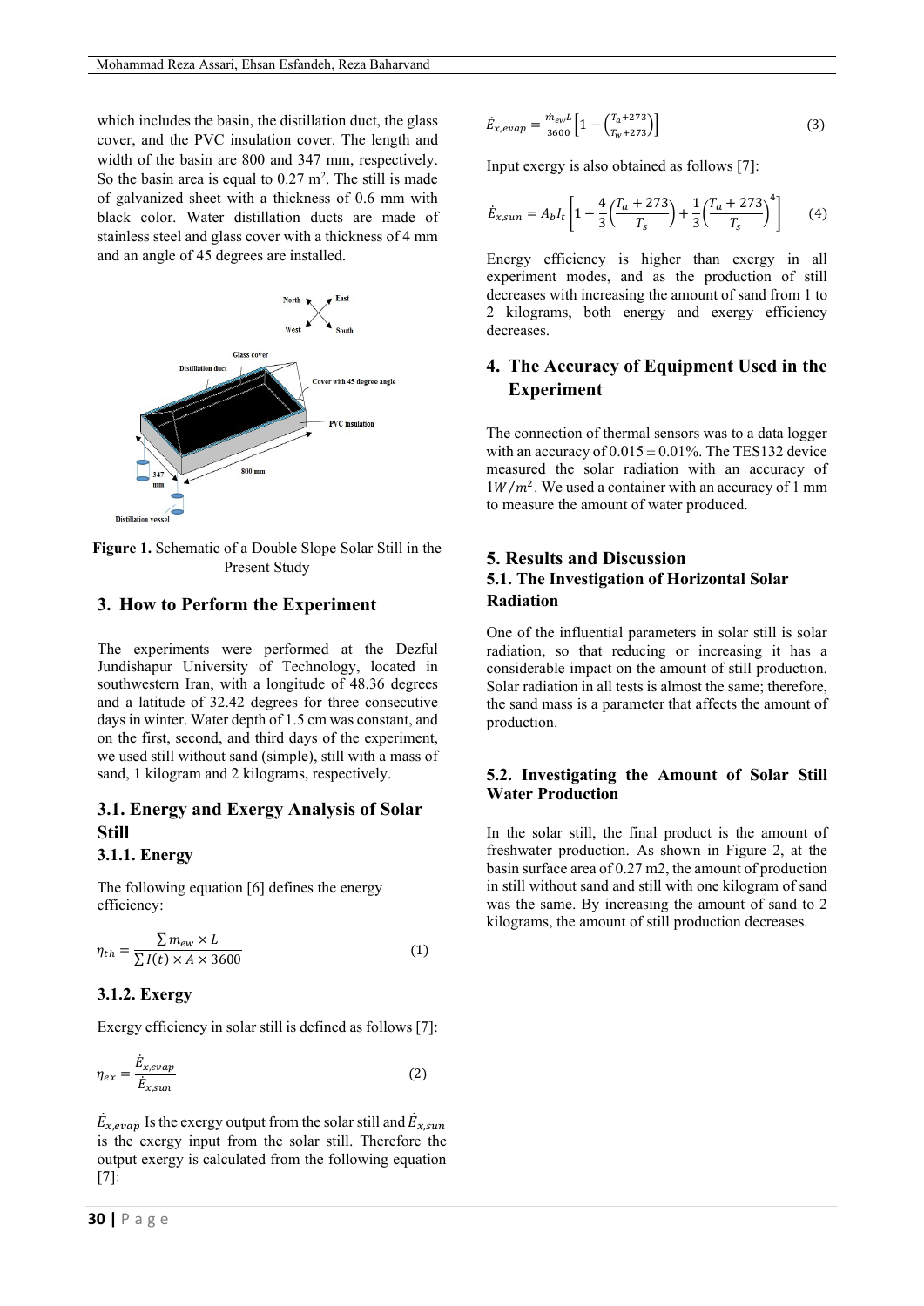which includes the basin, the distillation duct, the glass cover, and the PVC insulation cover. The length and width of the basin are 800 and 347 mm, respectively. So the basin area is equal to 0.27 $m^2$. The still is made of galvanized sheet with a thickness of 0.6 mm with black color. Water distillation ducts are made of stainless steel and glass cover with a thickness of 4 mm and an angle of 45 degrees are installed.

**Figure 1.** Schematic of a Double Slope Solar Still in the Present Study

## 3. How to Perform the Experiment

The experiments were performed at the Dezful Jundishapur University of Technology, located in southwestern Iran, with a longitude of 48.36 degrees and a latitude of 32.42 degrees for three consecutive days in winter. Water depth of 1.5 cm was constant, and on the first, second, and third days of the experiment, we used still without sand (simple), still with a mass of sand, 1 kilogram and 2 kilograms, respectively.

## 3.1. Energy and Exergy Analysis of Solar Still

### 3.1.1. Energy

The following equation [6] defines the energy efficiency:

$$\eta_{th} = \frac{\sum m_{ew} \times L}{\sum I(t) \times A \times 3600} \quad (1)$$

### 3.1.2. Exergy

Exergy efficiency in solar still is defined as follows [7]:

$$\eta_{ex} = \frac{\dot{E}_{x,evap}}{\dot{E}_{x,sun}} \quad (2)$$

$\dot{E}_{x,evap}$ Is the exergy output from the solar still and $\dot{E}_{x,sun}$ is the exergy input from the solar still. Therefore the output exergy is calculated from the following equation [7]:

$$\dot{E}_{x,evap} = \frac{\dot{m}_{ew}L}{3600}\left[1 - \left(\frac{T_a+273}{T_w+273}\right)\right] \quad (3)$$

Input exergy is also obtained as follows [7]:

$$\dot{E}_{x,sun} = A_b I_t \left[1 - \frac{4}{3}\left(\frac{T_a + 273}{T_s}\right) + \frac{1}{3}\left(\frac{T_a + 273}{T_s}\right)^4\right] \quad (4)$$

Energy efficiency is higher than exergy in all experiment modes, and as the production of still decreases with increasing the amount of sand from 1 to 2 kilograms, both energy and exergy efficiency decreases.

## 4. The Accuracy of Equipment Used in the Experiment

The connection of thermal sensors was to a data logger with an accuracy of 0.015 ± 0.01%. The TES132 device measured the solar radiation with an accuracy of $1W/m^2$. We used a container with an accuracy of 1 mm to measure the amount of water produced.

## 5. Results and Discussion

### 5.1. The Investigation of Horizontal Solar Radiation

One of the influential parameters in solar still is solar radiation, so that reducing or increasing it has a considerable impact on the amount of still production. Solar radiation in all tests is almost the same; therefore, the sand mass is a parameter that affects the amount of production.

### 5.2. Investigating the Amount of Solar Still Water Production

In the solar still, the final product is the amount of freshwater production. As shown in Figure 2, at the basin surface area of 0.27 m2, the amount of production in still without sand and still with one kilogram of sand was the same. By increasing the amount of sand to 2 kilograms, the amount of still production decreases.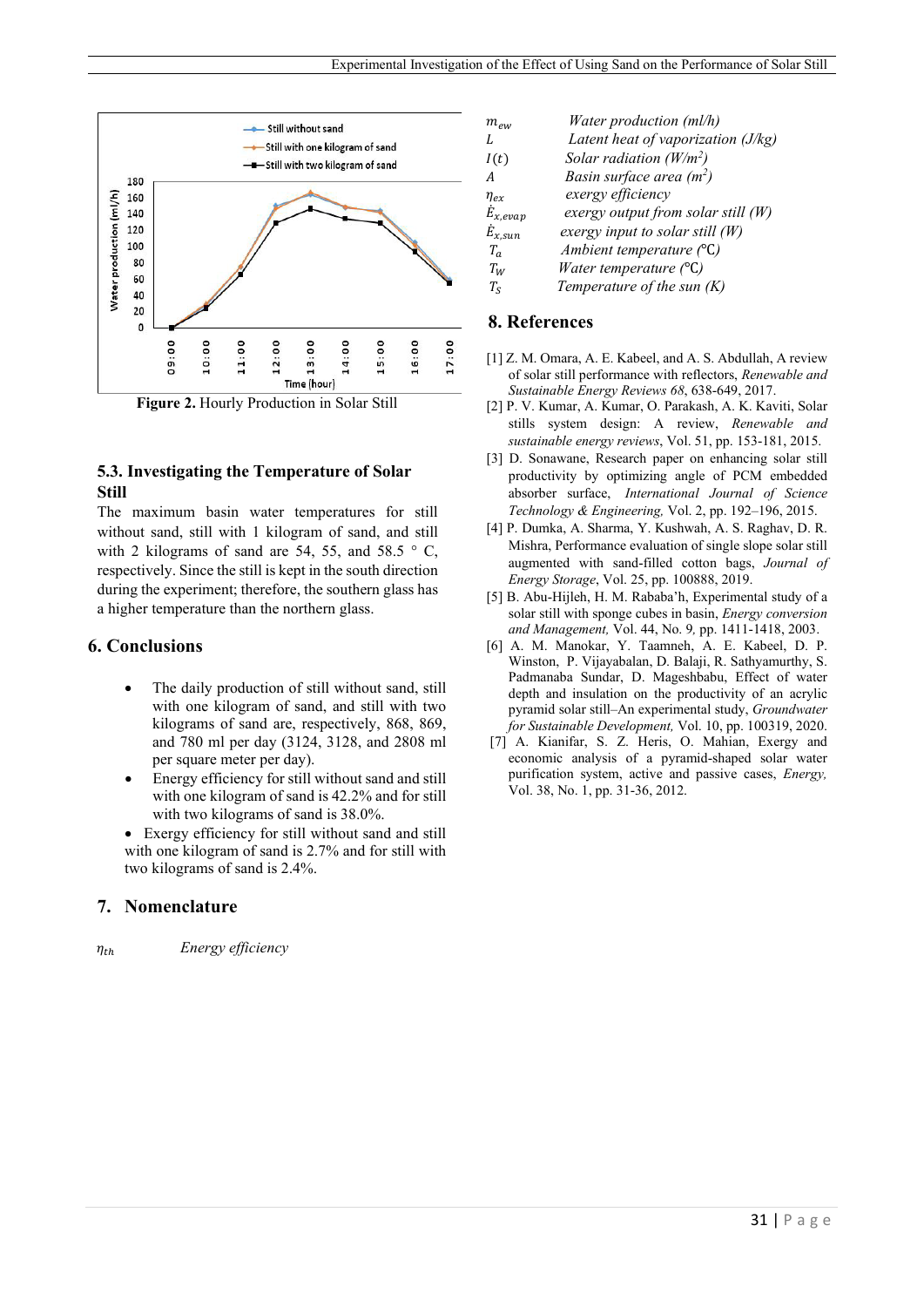Still without sand
Still with one kilogram of sand
Still with two kilogram of sand

Water production (ml/h)

180
160
140
120
100
80
60
40
20
0

09:00
10:00
11:00
12:00
13:00
14:00
15:00
16:00
17:00

Time (hour)

**Figure 2.** Hourly Production in Solar Still

### 5.3. Investigating the Temperature of Solar Still

The maximum basin water temperatures for still without sand, still with 1 kilogram of sand, and still with 2 kilograms of sand are 54, 55, and 58.5 ° C, respectively. Since the still is kept in the south direction during the experiment; therefore, the southern glass has a higher temperature than the northern glass.

## 6. Conclusions

- The daily production of still without sand, still with one kilogram of sand, and still with two kilograms of sand are, respectively, 868, 869, and 780 ml per day (3124, 3128, and 2808 ml per square meter per day).
- Energy efficiency for still without sand and still with one kilogram of sand is 42.2% and for still with two kilograms of sand is 38.0%.
- Exergy efficiency for still without sand and still with one kilogram of sand is 2.7% and for still with two kilograms of sand is 2.4%.

## 7. Nomenclature

| | |
|---|---|
| $\eta_{th}$ | *Energy efficiency* |
| $m_{ew}$ | *Water production (ml/h)* |
| $L$ | *Latent heat of vaporization (J/kg)* |
| $I(t)$ | *Solar radiation (W/m$^2$)* |
| $A$ | *Basin surface area (m$^2$)* |
| $\eta_{ex}$ | *exergy efficiency* |
| $\dot{E}_{x,evap}$ | *exergy output from solar still (W)* |
| $\dot{E}_{x,sun}$ | *exergy input to solar still (W)* |
| $T_a$ | *Ambient temperature (℃)* |
| $T_W$ | *Water temperature (℃)* |
| $T_S$ | *Temperature of the sun (K)* |

## 8. References

[1] Z. M. Omara, A. E. Kabeel, and A. S. Abdullah, A review of solar still performance with reflectors, *Renewable and Sustainable Energy Reviews 68*, 638-649, 2017.

[2] P. V. Kumar, A. Kumar, O. Parakash, A. K. Kaviti, Solar stills system design: A review, *Renewable and sustainable energy reviews*, Vol. 51, pp. 153-181, 2015.

[3] D. Sonawane, Research paper on enhancing solar still productivity by optimizing angle of PCM embedded absorber surface, *International Journal of Science Technology & Engineering,* Vol. 2, pp. 192–196, 2015.

[4] P. Dumka, A. Sharma, Y. Kushwah, A. S. Raghav, D. R. Mishra, Performance evaluation of single slope solar still augmented with sand-filled cotton bags, *Journal of Energy Storage*, Vol. 25, pp. 100888, 2019.

[5] B. Abu-Hijleh, H. M. Rababa'h, Experimental study of a solar still with sponge cubes in basin, *Energy conversion and Management,* Vol. 44, No. 9*,* pp. 1411-1418, 2003.

[6] A. M. Manokar, Y. Taamneh, A. E. Kabeel, D. P. Winston, P. Vijayabalan, D. Balaji, R. Sathyamurthy, S. Padmanaba Sundar, D. Mageshbabu, Effect of water depth and insulation on the productivity of an acrylic pyramid solar still–An experimental study, *Groundwater for Sustainable Development,* Vol. 10, pp. 100319, 2020.

[7] A. Kianifar, S. Z. Heris, O. Mahian, Exergy and economic analysis of a pyramid-shaped solar water purification system, active and passive cases, *Energy,* Vol. 38, No. 1, pp. 31-36, 2012.